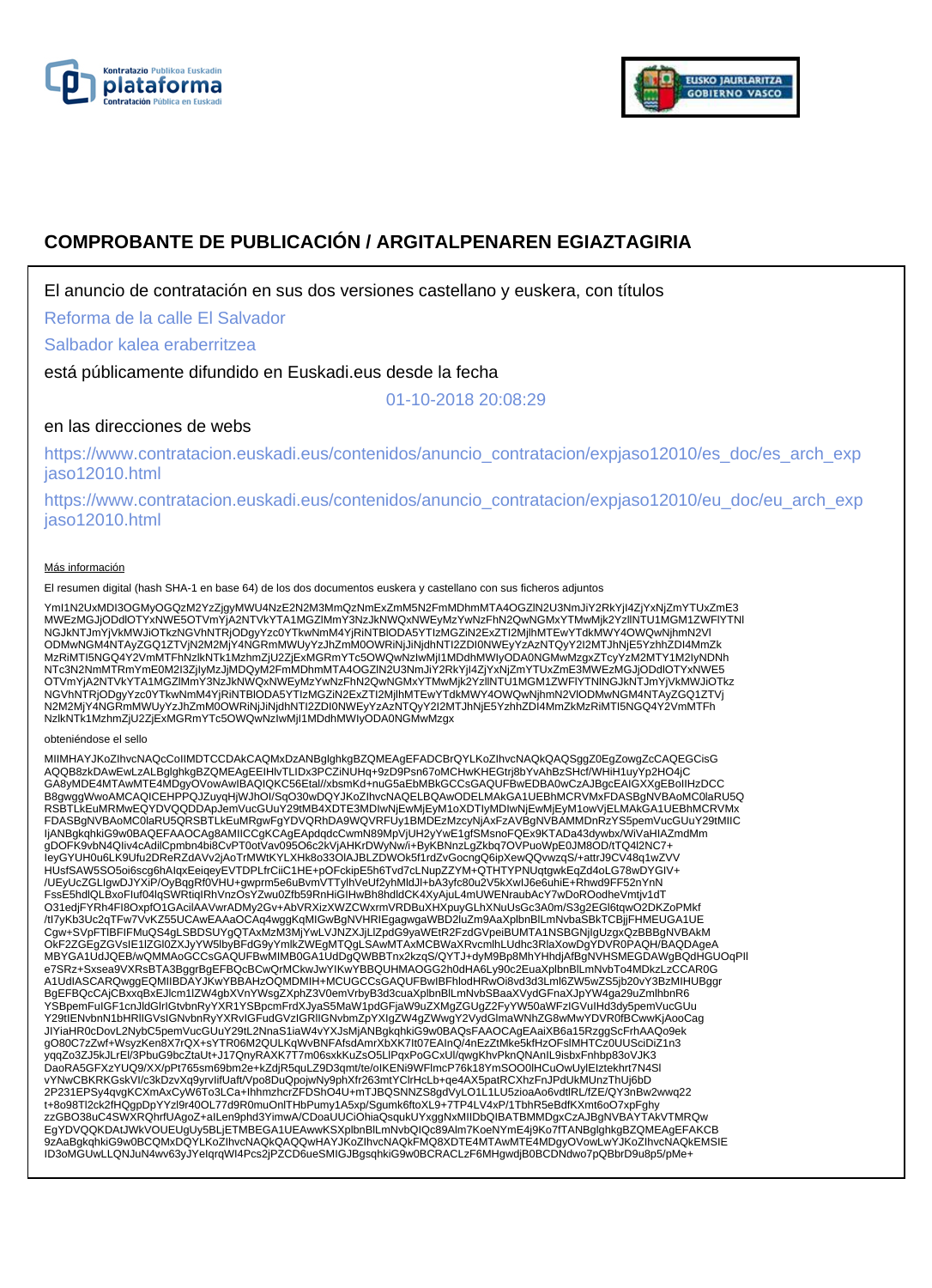# COMPROBANTE DE PUBLICACIÓN / ARGITALPENAREN EGIAZTAGIRIA

El anuncio de contratación en sus dos versiones castellano y euskera, con títulos

Reforma de la calle El Salvador

Salbador kalea eraberritzea

está públicamente difundido en Euskadi.eus desde la fecha

01-10-2018 20:08:29

en las direcciones de webs

https://www.contratacion.euskadi.eus/contenidos/anuncio_contratacion/expjaso12010/es_doc/es_arch_expjaso12010.html

https://www.contratacion.euskadi.eus/contenidos/anuncio_contratacion/expjaso12010/eu_doc/eu_arch_expjaso12010.html

Más información

El resumen digital (hash SHA-1 en base 64) de los dos documentos euskera y castellano con sus ficheros adjuntos

Yml1N2UxMDI3OGMyOGQzM2YzZjgyMWU4NzE2N2M3MmQzNmExZmM5N2FmMDhmMTA4OGZlN2U3NmJiY2RkYjI4ZjYxNjZmYTUxZmE3MWEzMGJjODdlOTYxNWE5OTVmYjA2NTVkYTA1MGZlMmY3NzJkNWQxNWEyMzYwNzFhN2QwNGMxYTMwMjk2YzllNTU1MGM1ZWFlYTNINGJkNTJmYjVkMWJiOTkzNGVhNTRjODgyYzc0YTkwNmM4YjRiNTBlODA5YTlzMGZiN2ExZTI2MjlhMTEwYTdkMWY4OWQwNjhmN2VlODMwNGM4NTAyZGQ1ZTVjN2M2MjY4NGRmMWUyYzJhZmM0OWRiNjJiNjdhNTI2ZDI0NWEyYzAzNTQyY2I2MTJhNjE5YzhhZDI4MmZkMzRiMTI5NGQ4Y2VmMTFhNzlkNTk1MzhmZjU2ZjExMGRmYTc5OWQwNzlwMjI1MDdhMWIyODA0NGMwMzgxZTcyYzM2MTY1M2IyNDNhNTc3N2NmMTRmYmE0M2I3ZjlyMzJjMDQyM2FmMDhmMTA4OGZlN2U3NmJiY2RkYjI4ZjYxNjZmYTUxZmE3MWEzMGJjODdlOTYxNWE5OTVmYjA2NTVkYTA1MGZlMmY3NzJkNWQxNWEyMzYwNzFhN2QwNGMxYTMwMjk2YzllNTU1MGM1ZWFlYTNlNGJkNTJmYjVkMWJiOTkzNGVhNTRjODgyYzc0YTkwNmM4YjRiNTBlODA5YTlzMGZiN2ExZTI2MjlhMTEwYTdkMWY4OWQwNjhmN2VlODMwNGM4NTAyZGQ1ZTVjN2M2MjY4NGRmMWUyYzJhZmM0OWRiNjJiNjdhNTI2ZDI0NWEyYzAzNTQyY2I2MTJhNjE5YzhhZDI4MmZkMzRiMTI5NGQ4Y2VmMTFhNzlkNTk1MzhmZjU2ZjExMGRmYTc5OWQwNzlwMjI1MDdhMWIyODA0NGMwMzgx

obteniéndose el sello

MIIMHAYJKoZIhvcNAQcCoIIMDTCCDAkCAQMxDzANBglghkgBZQMEAgEFADCBrQYLKoZIhvcNAQkQAQSggZ0EgZowgZcCAQEGCisGAQQB8zkDAwEwLzALBglghkgBZQMEAgEEIHlvTLIDx3PCZiNUHq+9zD9Psn67oMCHwKHEGtrj8bYvAhBzSHcf/WHiH1uyYp2HO4jCGA8yMDE4MTAwMTE4MDgyOVowAwIBAQIQKC56Etal//xbsmKd+nuG5aEbMBkGCCsGAQUFBwEDBA0wCzAJBgcEAIGXXgEBoIIHzDCCB8gwggWwoAMCAQICEHPPQJZuyqHjWJhOI/SqO30wDQYJKoZIhvcNAQELBQAwODELMAkGA1UEBhMCRVMxFDASBgNVBAoMC0laRU5QRSBTLkEuMRMwEQYDVQQDDApJemVucGUuY29tMB4XDTE3MDIwNjEwMjEyM1oXDTIyMDIwNjEwMjEyM1owVjELMAkGA1UEBhMCRVMxFDASBgNVBAoMC0laRU5QRSBTLkEuMRgwFgYDVQRhDA9WQVRFUy1BMDEzMzcyNjAxFzAVBgNVBAMMDnRzYS5pemVucGUuY29tMIICIjANBgkqhkiG9w0BAQEFAAOCAg8AMIICCgKCAgEApdqdcCwmN89MpVjUH2yYwE1gfSMsnoFQEx9KTADa43dywbx/WiVaHIAZmdMmgDOFK9vbN4QIiv4cAdilCpmbn4bi8CvPT0otVav095O6c2kVjAHKrDWyNw/i+ByKBNnzLgZkbq7OVPuoWpE0JM8OD/tTQ4l2NC7+IeyGYUH0u6LK9Ufu2DReRZdAVv2jAoTrMWtKYLXHk8o33OlAJBLZDWOk5f1rdZvGocngQ6ipXewQQvwzqS/+attrJ9CV48q1wZVVHUsfSAW5O5oi6scg6hAIqxEeiqeyEVTDPLfrCiC1HE+pOFckipE5h6Tvd7cLNupZZYM+QTHTYPNUqtgwkEqZd4oLG78wDYGIV+/UEyUcZGLIgwDJYXiP/OyBqgRf0VHU+gwprm5e6uBvmVTTylhVeUf2yhMldJl+bA3yfc80u2V5kXwlJ6e6uhiE+Rhwd9FF52nYnNFssE5hdlQLBxoFIuf04lqSWRtiqIRhVnzOsYZwu0Zfb59RnHiGIHwBh8hdldCK4XyAjuL4mUWENraubAcY7wDoROodheVmtjv1dTO31edjFYRh4FI8OxpfO1GAcilAAVwrADMy2Gv+AbVRXizXWZCWxrmVRDBuXHXpuyGLhXNuUsGc3A0m/S3g2EGl6tqwO2DKZoPMkf/tI7yKb3Uc2qTFw7VvKZ55UCAwEAAaOCAq4wggKqMIGwBgNVHRIEgagwgaWBD2luZm9AaXplbnBlLmNvbaSBkTCBjjFHMEUGA1UECgw+SVpFTlBFIFMuQS4gLSBDSUYgQTAxMzM3MjYwLVJNZXJjLlZpdG9yaWEtR2FzdGVpeiBUMTA1NSBGNjlgUzgxQzBBBgNVBAkMOkF2ZEgZGVsIE1lZGl0ZXJyYW5lbyBFdG9yYmlkZWEgMTQgLSAwMTAxMCBWaXRvcmlhLUdhc3RlaXowDgYDVR0PAQH/BAQDAgeAMBYGA1UdJQEB/wQMMAoGCCsGAQUFBwMIMB0GA1UdDgQWBBTnx2kzqS/QYTJ+dyM9Bp8MhYHhdjAfBgNVHSMEGDAWgBQdHGUOqPlIe7SRz+Sxsea9VXRsBTA3BggrBgEFBQcBCwQrMCkwJwYIKwYBBQUHMAOGG2h0dHA6Ly90c2EuaXplbnBlLmNvbTo4MDkzLzCCAR0GA1UdIASCAR0wggEQMIIBDAYJKwYBBAHzOQMDMIH+MCUGCCsGAQUFBwIBFhlodHRwOi8vd3d3Lml6ZW5wZS5jb20vY3BzMIHUBggrBgEFBQcCAjCBxxqBxEJlcm1lZW4gbXVnYWsgZXphZ3V0emVrbyB3d3cuaXplbnBlLmNvbSBaaXVydGFnaXJpYW4ga29uZmlhbnR6YSBpemFuIGF1cnJldGlrIGtvbnRyYXR1YSBpcmFrdXJyaS5MaW1pdGFjaW9uZXMgZGUgZ2FyYW50aWFzIGVuIHd3dy5pemVucGUuY29tIENvbnN1bHRlIGVsIGNvbnRyYXRvIGFudGVzIGRlIGNvbmZpYXIgZW4gZWwgY2VydGlmaWNhZG8wMwYDVR0fBCwwKjAooCagJIYiaHR0cDovL2NybC5pemVucGUuY29tL2NnaS1iaW4vYXJsMjANBgkqhkiG9w0BAQsFAAOCAgEAaiXB6a15RzggScFrhAAQo9ekgO80C7zZwf+WsyzKen8X7rQX+sYTR06M2QULKqWvBNFAfsdAmrXbXK7lt07EAlnQ/4nEzZtMke5kfHzOFslMHTCz0UUSciDiZ1n3yqqZo3ZJ5kJLrEl/3PbuG9bcZtaUt+J17QnyRAXK7T7m06sxkKuZsO5LlPqxPoGCxUl/qwgKhvPknQNAnIL9isbxFnhbp83oVJK3DaoRA5GFXzYUQ9/XX/pPt765sm69bm2e+kZdjR5quLZ9D3qmt/te/oIKENi9WFlmcP76k18YmSOO0lHCuOwUylEIztekhrt7N4SlvYNwCBKRKGskVl/c3kDzvXq9yrvIifUaft/Vpo8DuQpojwNy9phXfr263mtYClrHcLb+qe4AX5patRCXhzFnJPdUkMUnzThUj6bD2P231EPSy4qvgKCXmAxCyW6To3LCa+IhhmzhcrZFDShO4U+mTJBQSNNZS8gdVyLO1L1LU5zioaAo6vdtlRL/fZE/QY3nBw2wwq22t+8o98Tl2ck2fHQgpDpYYzl9r40OL77d9R0muOnlTHbPumy1A5xp/Sgumk6ftoXL9+7TP4LV4xP/1TbhR5eBdfKXmt6oO7xpFghyzzGBO38uC4SWXRQhrfUAgoZ+aILen9phd3YimwA/CDoaUUCiOhiaQsqukUYxggNxMIIDbQIBATBMMDgxCzAJBgNVBAYTAkVTMRQwEgYDVQQKDAtJWkVOUEUgUy5BLjETMBEGA1UEAwwKSXplbnBlLmNvbQIQc89Alm7KoeNYmE4j9Ko7fTANBglghkgBZQMEAgEFAKCB9zAaBgkqhkiG9w0BCQMxDQYLKoZIhvcNAQkQAQQwHAYJKoZIhvcNAQkFMQ8XDTE4MTAwMTE4MDgyOVowLwYJKoZIhvcNAQkEMSIEID3oMGUwLLQNJuN4wv63yJYelqrqWI4Pcs2jPZCD6ueSMIGJBgsqhkiG9w0BCRACLzF6MHgwdjB0BCDNdwo7pQBbrD9u8p5/pMe+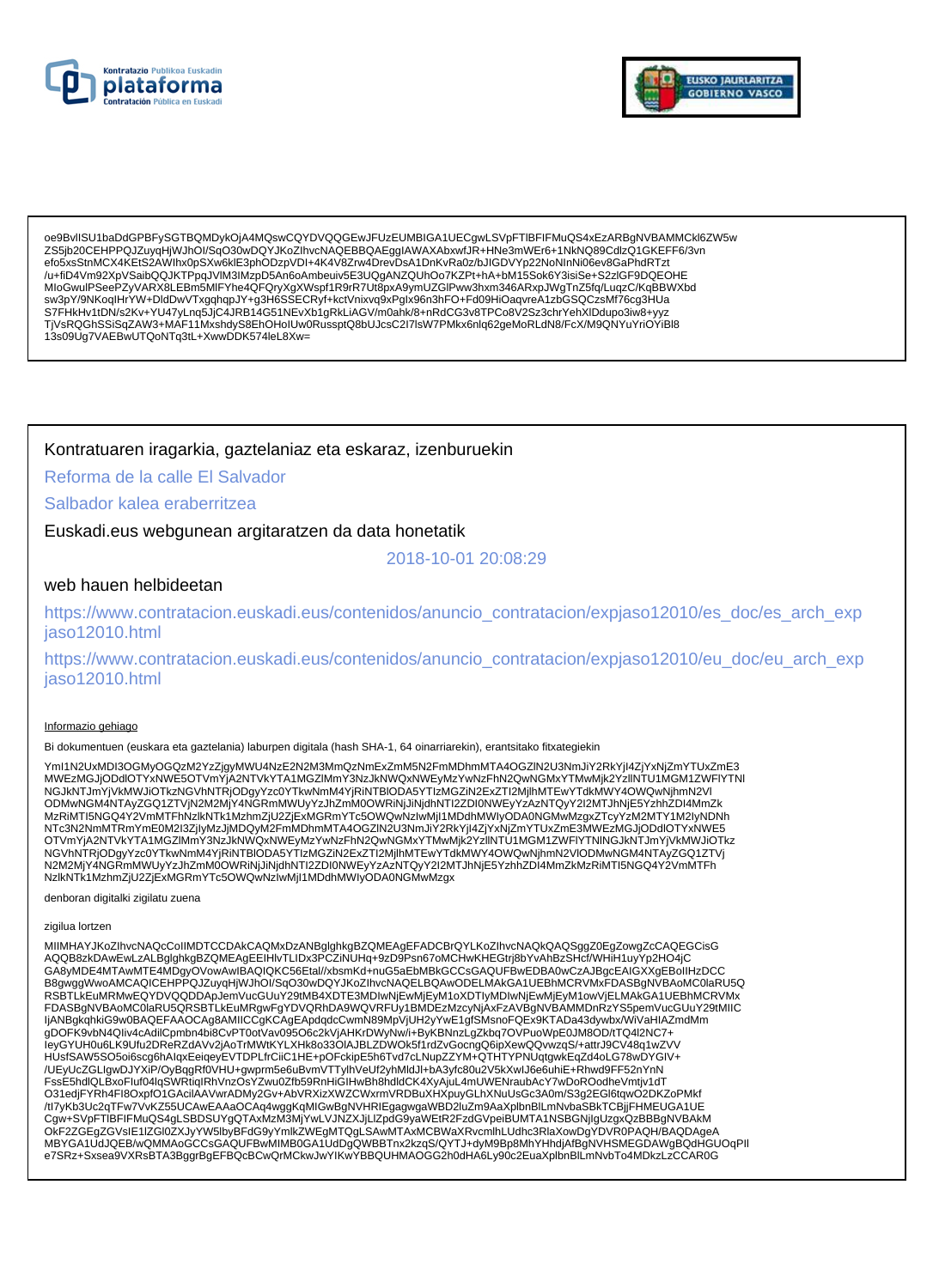oe9BvllSU1baDdGPBFySGTBQMDykOjA4MQswCQYDVQQGEwJFUzEUMBIGA1UECgwLSVpFTlBFIFMuQS4xEzARBgNVBAMMCkl6ZW5w
ZS5jb20CEHPPQJZuyqHjWJhOI/SqO30wDQYJKoZIhvcNAQEBBQAEggIAWAXAbxwfJR+HNe3mWEr6+1NkNQ89CdlzQ1GKEFF6/3vn
efo5xsStnMCX4KEtS2AWIhx0pSXw6klE3phODzpVDI+4K4V8Zrw4DrevDsA1DnKvRa0z/bJIGDVYp22NoNlnNi06ev8GaPhdRTzt
/u+fiD4Vm92XpVSaibQQJKTPpqJVlM3lMzpD5An6oAmbeuiv5E3UQgANZQUhOo7KZPt+hA+bM15Sok6Y3isiSe+S2zlGF9DQEOHE
MIoGwulPSeePZyVARX8LEBm5MlFYhe4QFQryXgXWspf1R9rR7Ut8pxA9ymUZGlPww3hxm346ARxpJWgTnZ5fq/LuqzC/KqBBWXbd
sw3pY/9NKoqlHrYW+DldDwVTxgqhqpJY+g3H6SSECRyf+kctVnixvq9xPglx96n3hFO+Fd09HiOaqvreA1zbGSQCzsMf76cg3HUa
S7FHkHv1tDN/s2Kv+YU47yLnq5JjC4JRB14G51NEvXb1gRkLiAGV/m0ahk/8+nRdCG3v8TPCo8V2Sz3chrYehXlDdupo3iw8+yyz
TjVsRQGhSSiSqZAW3+MAF11MxshdyS8EhOHolUw0RussptQ8bUJcsC2I7lsW7PMkx6nlq62geMoRLdN8/FcX/M9QNYuYriOYiBl8
13s09Ug7VAEBwUTQoNTq3tL+XwwDDK574leL8Xw=

Kontratuaren iragarkia, gaztelaniaz eta eskaraz, izenburuekin

Reforma de la calle El Salvador

Salbador kalea eraberritzea

Euskadi.eus webgunean argitaratzen da data honetatik

2018-10-01 20:08:29

web hauen helbideetan

https://www.contratacion.euskadi.eus/contenidos/anuncio_contratacion/expjaso12010/es_doc/es_arch_expjaso12010.html

https://www.contratacion.euskadi.eus/contenidos/anuncio_contratacion/expjaso12010/eu_doc/eu_arch_expjaso12010.html

Informazio gehiago

Bi dokumentuen (euskara eta gaztelania) laburpen digitala (hash SHA-1, 64 oinarriarekin), erantsitako fitxategiekin

YmI1N2UxMDI3OGMyOGQzM2YzZjgyMWU4NzE2N2M3MmQzNmExZmM5N2FmMDhmMTA4OGZlN2U3NmJiY2RkYjI4ZjYxNjZmYTUxZmE3
MWEzMGJjODdlOTYxNWE5OTVmYjA2NTVkYTA1MGZlMmY3NzJkNWQxNWEyMzYwNzFhN2QwNGMxYTMwMjk2YzllNTU1MGM1ZWFlYTNl
NGJkNTJmYjVkMWJiOTkzNGVhNTRjODgyYzc0YTkwNmM4YjRiNTBlODA5YTlzMGZiN2ExZTI2MjlhMTEwYTdkMWY4OWQwNjhmN2Vl
ODMwNGM4NTAyZGQ1ZTVjN2M2MjY4NGRmMWUyYzJhZmM0OWRiNjJiNjdhNTI2ZDI0NWEyYzAzNTQyY2I2MTJhNjE5YzhhZDI4MmZk
MzRiMTI5NGQ4Y2VmMTFhNzlkNTk1MzhmZjU2ZjExMGRmYTc5OWQwNzlwMjI1MDdhMWIyODA0NGMwMzgxZTcyYzM2MTY1M2IyNDNh
NTc3N2NmMTRmYmE0M2I3ZjIyMzJjMDQyM2FmMDhmMTA4OGZlN2U3NmJiY2RkYjI4ZjYxNjZmYTUxZmE3MWEzMGJjODdlOTYxNWE5
OTVmYjA2NTVkYTA1MGZlMmY3NzJkNWQxNWEyMzYwNzFhN2QwNGMxYTMwMjk2YzllNTU1MGM1ZWFlYTNlNGJkNTJmYjVkMWJiOTkz
NGVhNTRjODgyYzc0YTkwNmM4YjRiNTBlODA5YTlzMGZiN2ExZTI2MjlhMTEwYTdkMWY4OWQwNjhmN2VlODMwNGM4NTAyZGQ1ZTVj
N2M2MjY4NGRmMWUyYzJhZmM0OWRiNjJiNjdhNTI2ZDI0NWEyYzAzNTQyY2I2MTJhNjE5YzhhZDI4MmZkMzRiMTI5NGQ4Y2VmMTFh
NzlkNTk1MzhmZjU2ZjExMGRmYTc5OWQwNzlwMjI1MDdhMWIyODA0NGMwMzgx

denboran digitalki zigilatu zuena

zigilua lortzen

MIIMHAYJKoZIhvcNAQcCoIIMDTCCDAkCAQMxDzANBglghkgBZQMEAgEFADCBrQYLKoZIhvcNAQkQAQSggZ0EgZowgZcCAQEGCisG
AQQB8zkDAwEwLzALBglghkgBZQMEAgEEIHlvTLIDx3PCZiNUHq+9zD9Psn67oMCHwKHEGtrj8bYvAhBzSHcf/WHiH1uyYp2HO4jC
GA8yMDE4MTAwMTE4MDgyOVowAwIBAQIQKC56Etal//xbsmKd+nuG5aEbMBkGCCsGAQUFBwEDBA0wCzAJBgcEAIGXXgEBoIIHzDCC
B8gwggWwoAMCAQICEHPPQJZuyqHjWJhOI/SqO30wDQYJKoZIhvcNAQELBQAwODELMAkGA1UEBhMCRVMxFDASBgNVBAoMC0laRU5Q
RSBTLkEuMRMwEQYDVQQDDApJemVucGUuY29tMB4XDTE3MDIwNjEwMjEyM1oXDTIyMDIwNjEwMjEyM1owVjELMAkGA1UEBhMCRVMx
FDASBgNVBAoMC0laRU5QRSBTLkEuMRgwFgYDVQRhDA9WQVRFUy1BMDEzMzcyNjAxFzAVBgNVBAMMDnRzYS5pemVucGUuY29tMIIC
IjANBgkqhkiG9w0BAQEFAAOCAg8AMIICCgKCAgEApdqdcCwmN89MpVjUH2yYwE1gfSMsnoFQEx9KTADa43dywbx/WiVaHIAZmdMm
gDOFK9vbN4QIiv4cAdilCpmbn4bi8CvPT0otVav095O6c2kVjAHKrDWyNw/i+ByKBNnzLgZkbq7OVPuoWpE0JM8OD/tTQ4l2NC7+
IeyGYUH0u6LK9Ufu2DReRZdAVv2jAoTrMWtKYLXHk8o33OlAJBLZDWOk5f1rdZvGocngQ6jpXewQQvwzqS/+attrJ9CV48q1wZVV
HUsfSAW5SO5oi6scg6hAlqxEeiqeyEVTDPLfrCiiC1HE+pOFckipE5h6Tvd7cLNupZZYM+QTHTYPNUqtgwkEqZd4oLG78wDYGIV+
/UEyUcZGLIgwDJYXiP/OyBqgRf0VHU+gwprm5e6uBvmVTTylhVeUf2yhMldJl+bA3yfc80u2V5kXwlJ6e6uhiE+Rhwd9FF52nYnN
FssE5hdlQLBxoFIuf04lqSWRtiqIRhVnzOsYZwu0Zfb59RnHiGIHwBh8hdldCK4XyAjuL4mUWENraubAcY7wDoROodheVmtjv1dT
O31edjFYRh4FI8OxpfO1GAcilAAVwrADMy2Gv+AbVRXizXWZCWxrmVRDBuXHXpuyGLhXNuUsGc3A0m/S3g2EGl6tqwO2DKZoPMkf
/tI7yKb3Uc2qTFw7VvKZ55UCAwEAAaOCAq4wggKqMIGwBgNVHRIEgagwgaWBD2luZm9AaXplbnBlLmNvbaSBkTCBjjFHMEUGA1UE
Cgw+SVpFTlBFIFMuQS4gLSBDSUYgQTAxMzM3MjYwLVJNZXJjLlZpdG9yaWEtR2FzdGVpeiBUMTA1NSBGNjIgUzgxQzBBBgNVBAkM
OkF2ZGEgZGVsIE1lZGl0ZXJyYW5lbyBFdG9yYmlkZWEgMTQgLSAwMTAxMCBWaXRvcmlhLUdhc3RlaXowDgYDVR0PAQH/BAQDAgeA
MBYGA1UdJQEB/wQMMAoGCCsGAQUFBwMIMB0GA1UdDgQWBBTnx2kzqS/QYTJ+dyM9Bp8MhYHhdjAfBgNVHSMEGDAWgBQdHGUOqPll
e7SRz+Sxsea9VXRsBTA3BggrBgEFBQcBCwQrMCkwJwYIKwYBBQUHMAOGG2h0dHA6Ly90c2EuaXplbnBlLmNvbTo4MDkzLzCCAR0G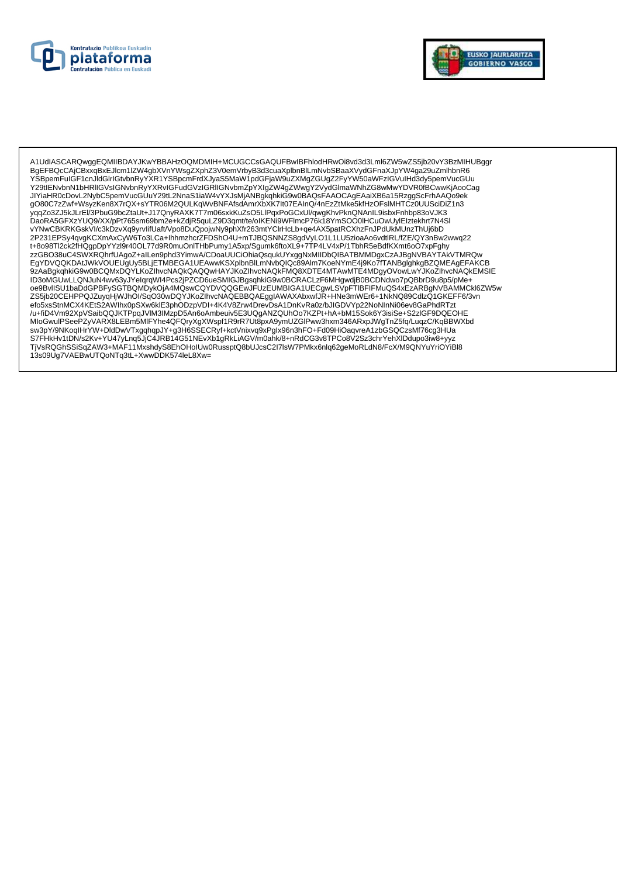A1UdIASCARQwggEQMIIBDAYJKwYBBAHzOQMDMIH+MCUGCCsGAQUFBwIBFhlodHRwOi8vd3d3Lml6ZW5wZS5jb20vY3BzMIHUBggr
BgEFBQcCAjCBxxqBxEJlcm1lZW4gbXVnYWsgZXphZ3V0emVrbyB3d3cuaXplbnBlLmNvbSBaaXVydGFnaXJpYW4ga29uZmlhbnR6
YSBpemFuIGF1cnJldGIrIGtvbnRyYXR1YSBpcmFrdXJyaS5MaW1pdGFjaW9uZXMgZGUgZ2FyYW50aWFzIGVuIHd3dy5pemVucGUuY29tIENvbnN1bHRlIGVsIGNvbnRyYXRvIGFudGVzIGRlIGNvbmZpYXIgZW4gZWwgY2VydGlmaWNhZG8wMwYDVR0fBCwwKjAoCag
JIYiaHR0cDovL2NybC5pemVucGUuY29tL2NnaS1iaW4vYXJsMjANBgkqhkiG9w0BAQsFAAOCAgEAaiXB6a15RzggScFrhAAQo9ek
gO80C7zZwf+WsyzKen8X7rQX+sYTR06M2QULKqWvBNFAfsdAmrXbXK7lt07EAInQ/4nEzZtMke5kfHzOFslMHTCz0UUSciDiZ1n3
yqqZo3ZJ5kJLrEl/3PbuG9bcZtaUt+J17QnyRAXK7T7m06sxkKuZsO5LlPqxPoGCxUl/qwgKhvPknQNAnIL9isbxFnhbp83oVJK3
DaoRA5GFXzYUQ9/XX/pPt765sm69bm2e+kZdjR5quLZ9D3qmt/te/olKENi9WFlmcP76k18YmSOO0lHCuOwUylEiztekhrt7N4Sl
vYNwCBKRKGskVl/c3kDzvXq9yrvlifUaft/Vpo8DuQpojwNy9phXfr263mtYClrHcLb+qe4AX5patRCXhzFnJPdUkMUnzThUj6bD
2P231EPSy4qvgKCXmAxCyW6To3LCa+IhhmzhcrZFDShO4U+mTJBQSNNZS8gdVyLO1L1LU5zioaAo6vdtlRL/fZE/QY3nBw2wwq22
t+8o98Tl2ck2fHQgpDpYYzl9r40OL77d9R0muOnlTHbPumy1A5xp/Sgumk6ftoXL9+7TP4LV4xP/1TbhR5eBdfKXmt6oO7xpFghy
zzGBO38uC4SWXRQhrfUAgoZ+aILen9phd3YimwA/CDoaUUCiOhiaQsqukUYxggNxMIIDbQIBATBMMDgxCzAJBgNVBAYTAkVTMRQw
EgYDVQQKDAtJWkVOUEUgUy5BLjETMBEGA1UEAwwKSXplbnBlLmNvbQIQc89Alm7KoeNYmE4j9Ko7fTANBglghkgBZQMEAgEFAKCB
9zAaBgkqhkiG9w0BCQMxDQYLKoZIhvcNAQkQAQQwHAYJKoZIhvcNAQkFMQ8XDTE4MTAwMTE4MDgyOVowLwYJKoZIhvcNAQkEMSIE
ID3oMGUwLLQNJuN4wv63yJYeIqrqWI4Pcs2jPZCD6ueSMIGJBgsqhkiG9w0BCRACLzF6MHgwdjB0BCDNdwo7pQBbrD9u8p5/pMe+
oe9BvlISU1baDdGPBFySGTBQMDykOjA4MQswCQYDVQQGEwJFUzEUMBIGA1UECgwLSVpFTlBFIFMuQS4xEzARBgNVBAMMCkl6ZW5w
ZS5jb20CEHPPQJZuyqHjWJhOI/SqO30wDQYJKoZIhvcNAQEBBQAEggIAWAXAbxwfJR+HNe3mWEr6+1NkNQ89CdlzQ1GKEFF6/3vn
efo5xsStnMCX4KEtS2AWIhx0pSXw6klE3phODzpVDl+4K4V8Zrw4DrevDsA1DnKvRa0z/bJIGDVYp22NoNlnNi06ev8GaPhdRTzt
/u+fiD4Vm92XpVSaibQQJKTPpqJVlM3lMzpD5An6oAmbeuiv5E3UQgANZQUhOo7KZPt+hA+bM15Sok6Y3isiSe+S2zlGF9DQEOHE
MIoGwulPSeePZyVARX8LEBm5MlFYhe4QFQryXgXWspf1R9rR7Ut8pxA9ymUZGlPww3hxm346ARxpJWgTnZ5fq/LuqzC/KqBBWXbd
sw3pY/9NKoqIHrYW+DldDwVTxgqhqpJY+g3H6SSECRyf+kctVnixvq9xPglx96n3hFO+Fd09HiOaqvreA1zbGSQCzsMf76cg3HUa
S7FHkHv1tDN/s2Kv+YU47yLnq5JjC4JRB14G51NEvXb1gRkLiAGV/m0ahk/8+nRdCG3v8TPCo8V2Sz3chrYehXlDdupo3iw8+yyz
TjVsRQGhSSiSqZAW3+MAF11MxshdyS8EhOHoIUw0RussptQ8bUJcsC2I7lsW7PMkx6nlq62geMoRLdN8/FcX/M9QNYuYriOYiBl8
13s09Ug7VAEBwUTQoNTq3tL+XwwDDK574leL8Xw=